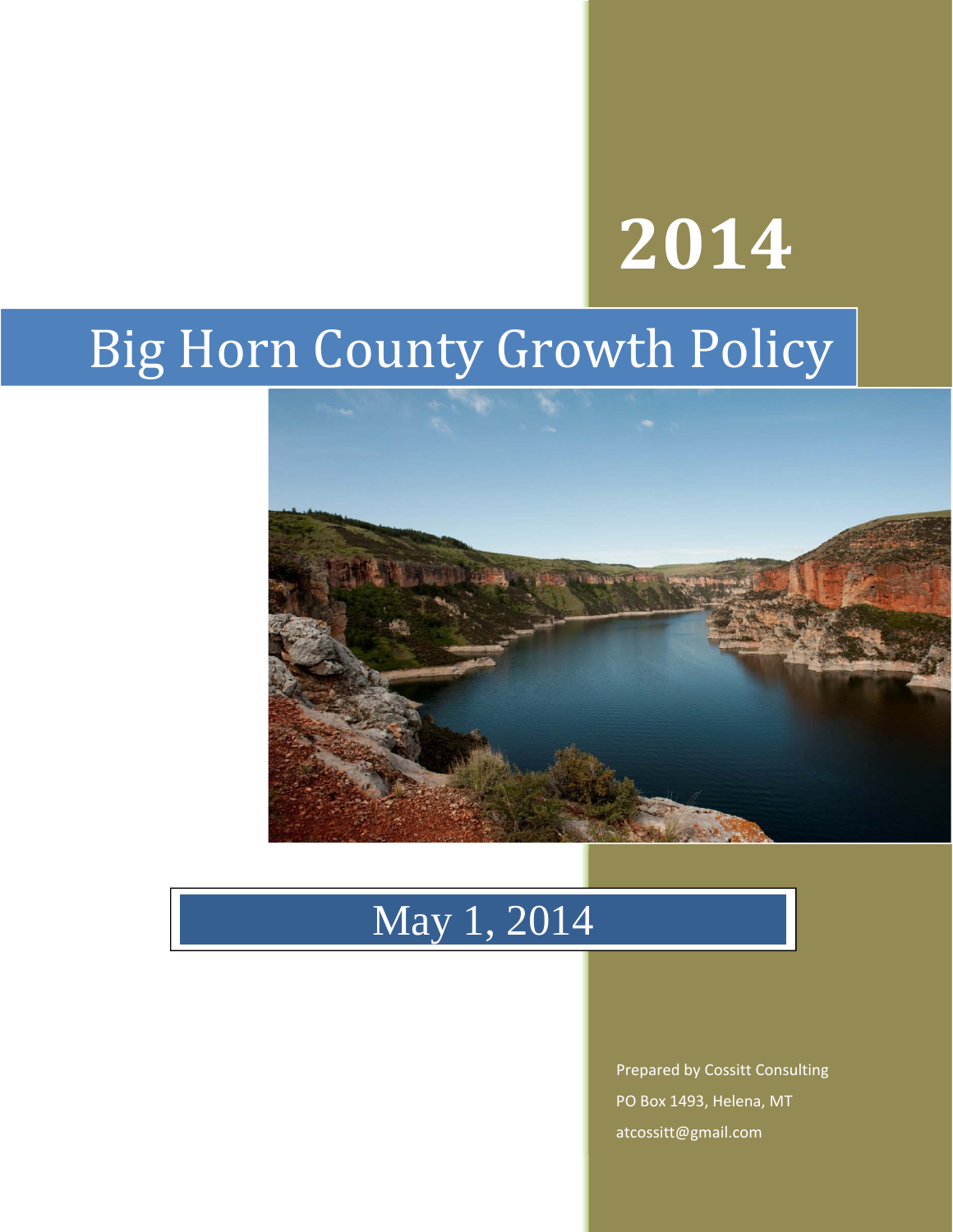# 2014

# Big Horn County Growth Policy

## May 1, 2014

Prepared by Cossitt Consulting

PO Box 1493, Helena, MT

atcossitt@gmail.com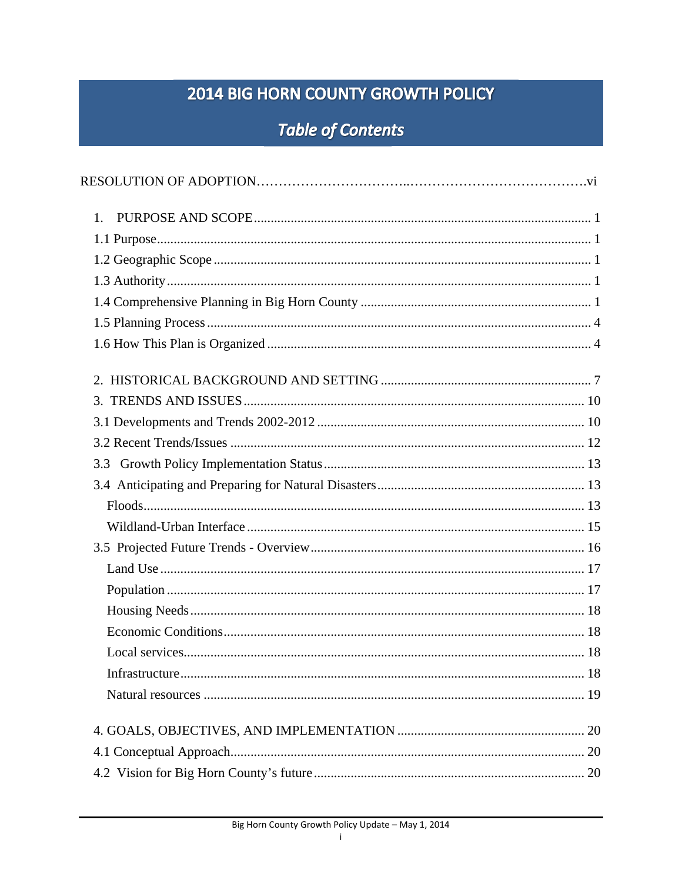# 2014 BIG HORN COUNTY GROWTH POLICY

## *Table of Contents*

RESOLUTION OF ADOPTION……………………………..………………………………….vi

1. PURPOSE AND SCOPE .......... 1
1.1 Purpose .......... 1
1.2 Geographic Scope .......... 1
1.3 Authority .......... 1
1.4 Comprehensive Planning in Big Horn County .......... 1
1.5 Planning Process .......... 4
1.6 How This Plan is Organized .......... 4

2. HISTORICAL BACKGROUND AND SETTING .......... 7
3. TRENDS AND ISSUES .......... 10
3.1 Developments and Trends 2002-2012 .......... 10
3.2 Recent Trends/Issues .......... 12
3.3 Growth Policy Implementation Status .......... 13
3.4 Anticipating and Preparing for Natural Disasters .......... 13
- Floods .......... 13
- Wildland-Urban Interface .......... 15

3.5 Projected Future Trends - Overview .......... 16
- Land Use .......... 17
- Population .......... 17
- Housing Needs .......... 18
- Economic Conditions .......... 18
- Local services .......... 18
- Infrastructure .......... 18
- Natural resources .......... 19

4. GOALS, OBJECTIVES, AND IMPLEMENTATION .......... 20
4.1 Conceptual Approach .......... 20
4.2 Vision for Big Horn County's future .......... 20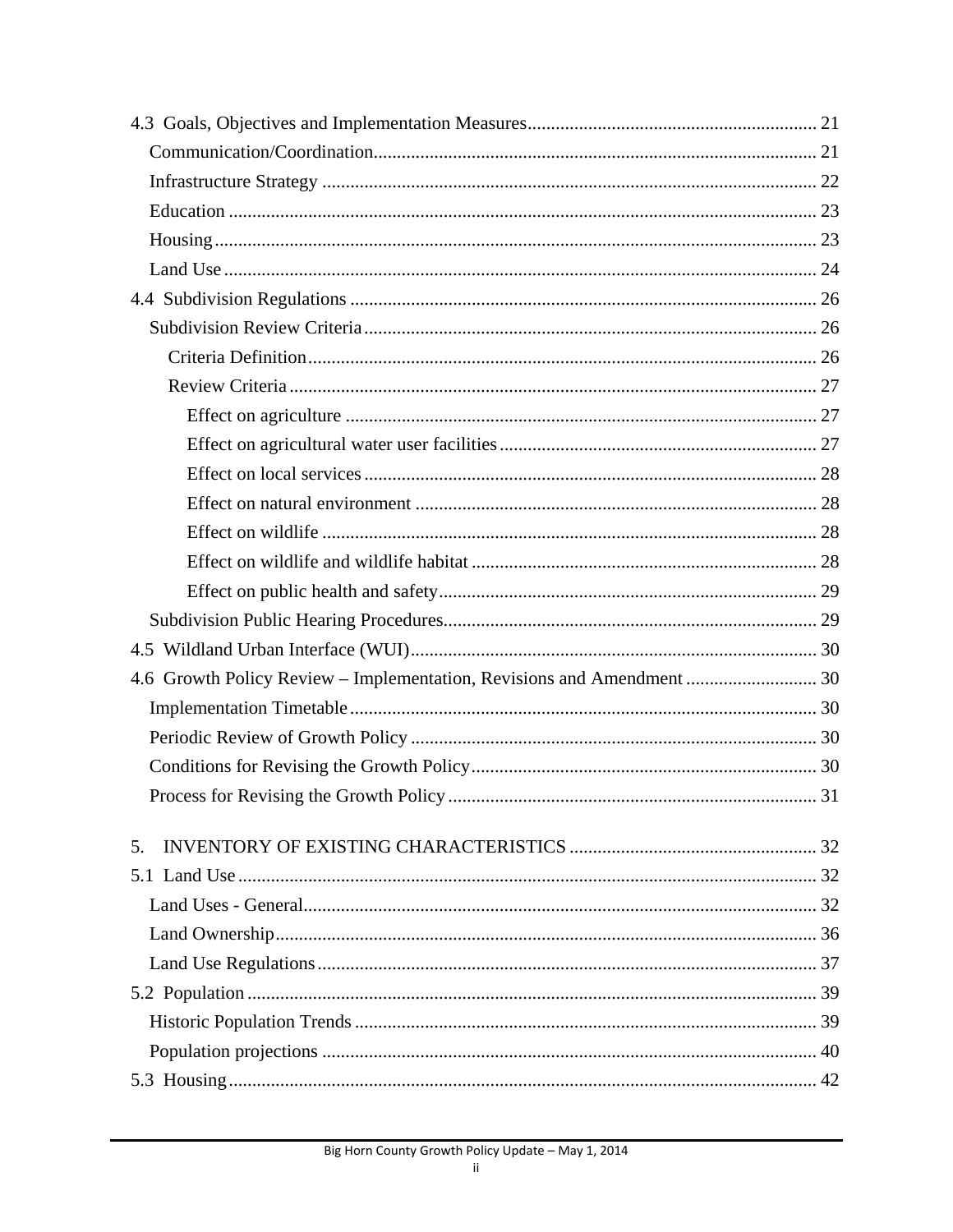4.3 Goals, Objectives and Implementation Measures ............................................................. 21

- Communication/Coordination ............................................................................................. 21
- Infrastructure Strategy ........................................................................................................ 22
- Education ............................................................................................................................ 23
- Housing ............................................................................................................................... 23
- Land Use ............................................................................................................................. 24

4.4 Subdivision Regulations .................................................................................................. 26

- Subdivision Review Criteria ............................................................................................... 26
  - Criteria Definition ........................................................................................................... 26
  - Review Criteria ............................................................................................................... 27
    - Effect on agriculture ................................................................................................... 27
    - Effect on agricultural water user facilities .................................................................. 27
    - Effect on local services ............................................................................................... 28
    - Effect on natural environment .................................................................................... 28
    - Effect on wildlife ........................................................................................................ 28
    - Effect on wildlife and wildlife habitat ........................................................................ 28
    - Effect on public health and safety ............................................................................... 29
- Subdivision Public Hearing Procedures ............................................................................... 29

4.5 Wildland Urban Interface (WUI) ..................................................................................... 30

4.6 Growth Policy Review – Implementation, Revisions and Amendment ........................... 30

- Implementation Timetable .................................................................................................. 30
- Periodic Review of Growth Policy ..................................................................................... 30
- Conditions for Revising the Growth Policy ........................................................................ 30
- Process for Revising the Growth Policy ............................................................................. 31

5. INVENTORY OF EXISTING CHARACTERISTICS .................................................... 32

5.1 Land Use .......................................................................................................................... 32

- Land Uses - General ............................................................................................................ 32
- Land Ownership .................................................................................................................. 36
- Land Use Regulations ......................................................................................................... 37

5.2 Population ........................................................................................................................ 39

- Historic Population Trends ................................................................................................. 39
- Population projections ........................................................................................................ 40

5.3 Housing ............................................................................................................................ 42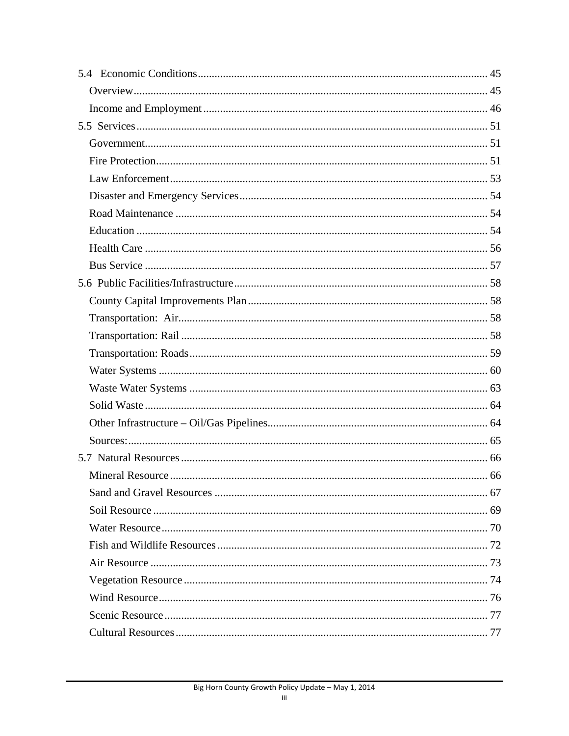5.4 Economic Conditions ........................................................................................................ 45

Overview............................................................................................................................. 45

Income and Employment ..................................................................................................... 46

5.5 Services............................................................................................................................. 51

Government.......................................................................................................................... 51

Fire Protection...................................................................................................................... 51

Law Enforcement.................................................................................................................. 53

Disaster and Emergency Services......................................................................................... 54

Road Maintenance ............................................................................................................... 54

Education ............................................................................................................................. 54

Health Care .......................................................................................................................... 56

Bus Service .......................................................................................................................... 57

5.6 Public Facilities/Infrastructure........................................................................................... 58

County Capital Improvements Plan...................................................................................... 58

Transportation: Air.............................................................................................................. 58

Transportation: Rail ............................................................................................................. 58

Transportation: Roads.......................................................................................................... 59

Water Systems ..................................................................................................................... 60

Waste Water Systems .......................................................................................................... 63

Solid Waste .......................................................................................................................... 64

Other Infrastructure – Oil/Gas Pipelines.............................................................................. 64

Sources:................................................................................................................................ 65

5.7 Natural Resources............................................................................................................. 66

Mineral Resource................................................................................................................. 66

Sand and Gravel Resources ................................................................................................. 67

Soil Resource ....................................................................................................................... 69

Water Resource.................................................................................................................... 70

Fish and Wildlife Resources................................................................................................. 72

Air Resource ........................................................................................................................ 73

Vegetation Resource ............................................................................................................ 74

Wind Resource..................................................................................................................... 76

Scenic Resource ................................................................................................................... 77

Cultural Resources............................................................................................................... 77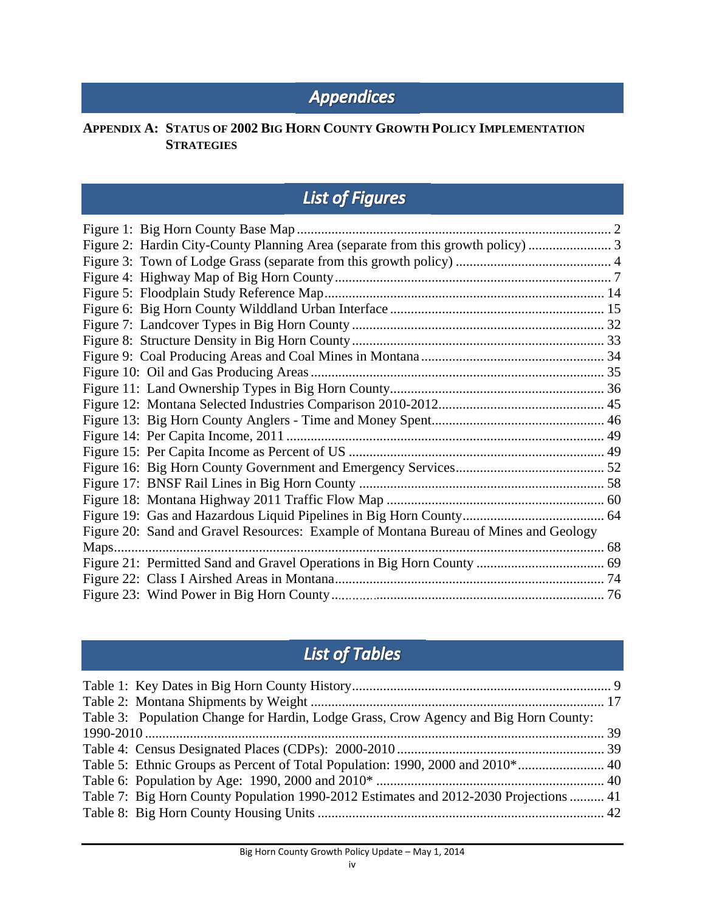# Appendices

**APPENDIX A: STATUS OF 2002 BIG HORN COUNTY GROWTH POLICY IMPLEMENTATION STRATEGIES**

# List of Figures

Figure 1: Big Horn County Base Map .......... 2
Figure 2: Hardin City-County Planning Area (separate from this growth policy) .......... 3
Figure 3: Town of Lodge Grass (separate from this growth policy) .......... 4
Figure 4: Highway Map of Big Horn County .......... 7
Figure 5: Floodplain Study Reference Map .......... 14
Figure 6: Big Horn County Wilddland Urban Interface .......... 15
Figure 7: Landcover Types in Big Horn County .......... 32
Figure 8: Structure Density in Big Horn County .......... 33
Figure 9: Coal Producing Areas and Coal Mines in Montana .......... 34
Figure 10: Oil and Gas Producing Areas .......... 35
Figure 11: Land Ownership Types in Big Horn County .......... 36
Figure 12: Montana Selected Industries Comparison 2010-2012 .......... 45
Figure 13: Big Horn County Anglers - Time and Money Spent .......... 46
Figure 14: Per Capita Income, 2011 .......... 49
Figure 15: Per Capita Income as Percent of US .......... 49
Figure 16: Big Horn County Government and Emergency Services .......... 52
Figure 17: BNSF Rail Lines in Big Horn County .......... 58
Figure 18: Montana Highway 2011 Traffic Flow Map .......... 60
Figure 19: Gas and Hazardous Liquid Pipelines in Big Horn County .......... 64
Figure 20: Sand and Gravel Resources: Example of Montana Bureau of Mines and Geology Maps .......... 68
Figure 21: Permitted Sand and Gravel Operations in Big Horn County .......... 69
Figure 22: Class I Airshed Areas in Montana .......... 74
Figure 23: Wind Power in Big Horn County .......... 76

# List of Tables

Table 1: Key Dates in Big Horn County History .......... 9
Table 2: Montana Shipments by Weight .......... 17
Table 3: Population Change for Hardin, Lodge Grass, Crow Agency and Big Horn County: 1990-2010 .......... 39
Table 4: Census Designated Places (CDPs): 2000-2010 .......... 39
Table 5: Ethnic Groups as Percent of Total Population: 1990, 2000 and 2010* .......... 40
Table 6: Population by Age: 1990, 2000 and 2010* .......... 40
Table 7: Big Horn County Population 1990-2012 Estimates and 2012-2030 Projections .......... 41
Table 8: Big Horn County Housing Units .......... 42